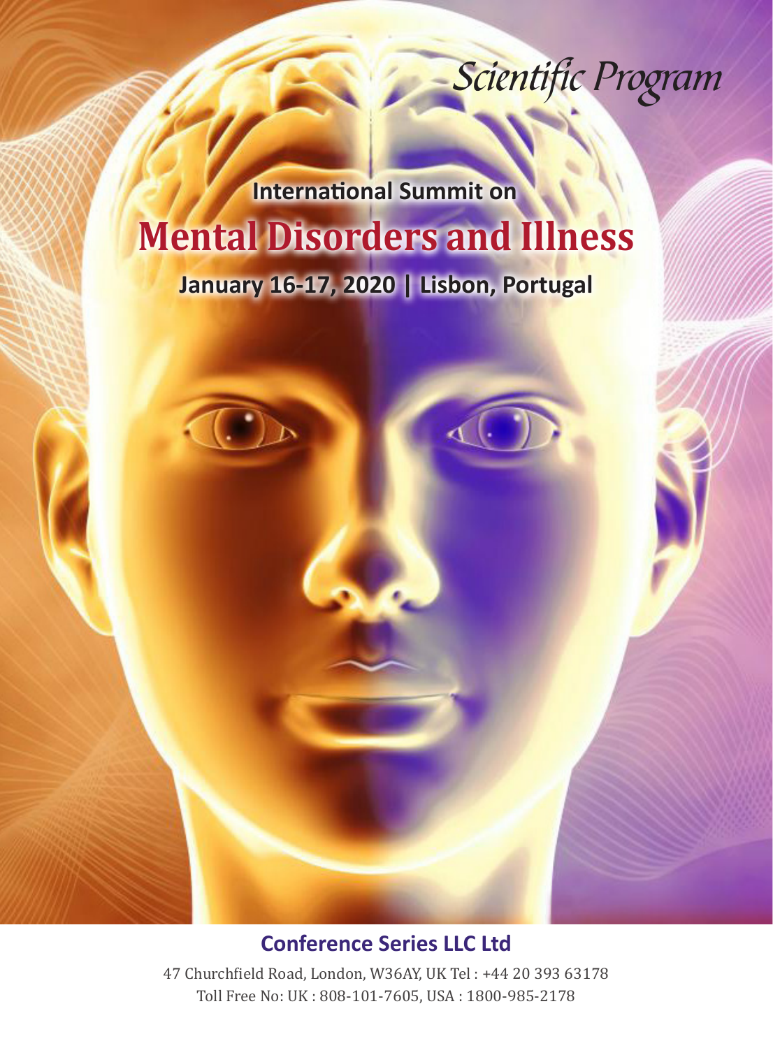*Scientific Program*

**International Summit on**

# Mental Disorders and Illness

**January 16-17, 2020 | Lisbon, Portugal**

## Conference Series LLC Ltd

47 Churchfield Road, London, W36AY, UK Tel : +44 20 393 63178
Toll Free No: UK : 808-101-7605, USA : 1800-985-2178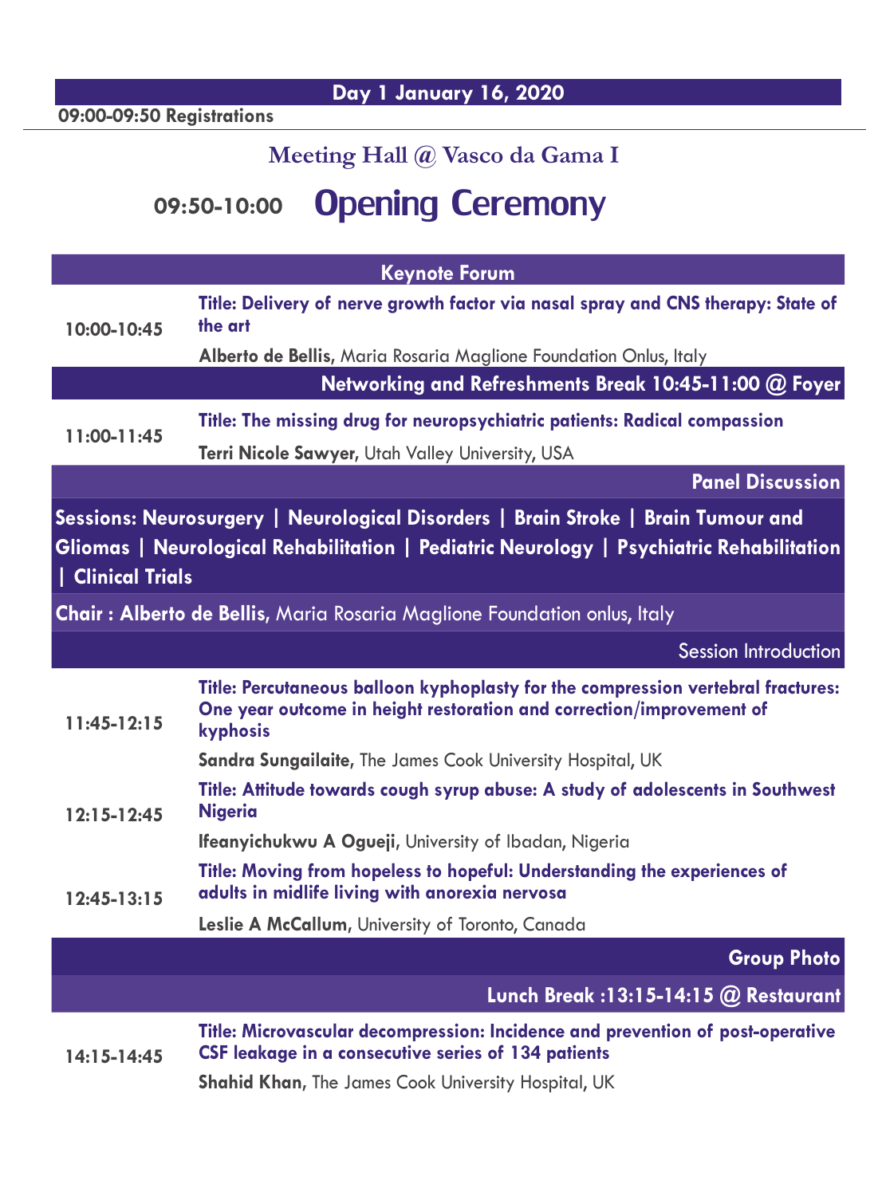## Day 1 January 16, 2020

**09:00-09:50 Registrations**

### Meeting Hall @ Vasco da Gama I

# 09:50-10:00 Opening Ceremony

## Keynote Forum

**10:00-10:45**

**Title: Delivery of nerve growth factor via nasal spray and CNS therapy: State of the art**

**Alberto de Bellis**, Maria Rosaria Maglione Foundation Onlus, Italy

**Networking and Refreshments Break 10:45-11:00 @ Foyer**

**11:00-11:45**

**Title: The missing drug for neuropsychiatric patients: Radical compassion**

**Terri Nicole Sawyer**, Utah Valley University, USA

**Panel Discussion**

**Sessions: Neurosurgery | Neurological Disorders | Brain Stroke | Brain Tumour and Gliomas | Neurological Rehabilitation | Pediatric Neurology | Psychiatric Rehabilitation | Clinical Trials**

**Chair : Alberto de Bellis,** Maria Rosaria Maglione Foundation onlus, Italy

Session Introduction

**11:45-12:15**

**Title: Percutaneous balloon kyphoplasty for the compression vertebral fractures: One year outcome in height restoration and correction/improvement of kyphosis**

**Sandra Sungailaite**, The James Cook University Hospital, UK

**12:15-12:45**

**Title: Attitude towards cough syrup abuse: A study of adolescents in Southwest Nigeria**

**Ifeanyichukwu A Ogueji**, University of Ibadan, Nigeria

**12:45-13:15**

**Title: Moving from hopeless to hopeful: Understanding the experiences of adults in midlife living with anorexia nervosa**

**Leslie A McCallum**, University of Toronto, Canada

**Group Photo**

**Lunch Break :13:15-14:15 @ Restaurant**

**14:15-14:45**

**Title: Microvascular decompression: Incidence and prevention of post-operative CSF leakage in a consecutive series of 134 patients**

**Shahid Khan,** The James Cook University Hospital, UK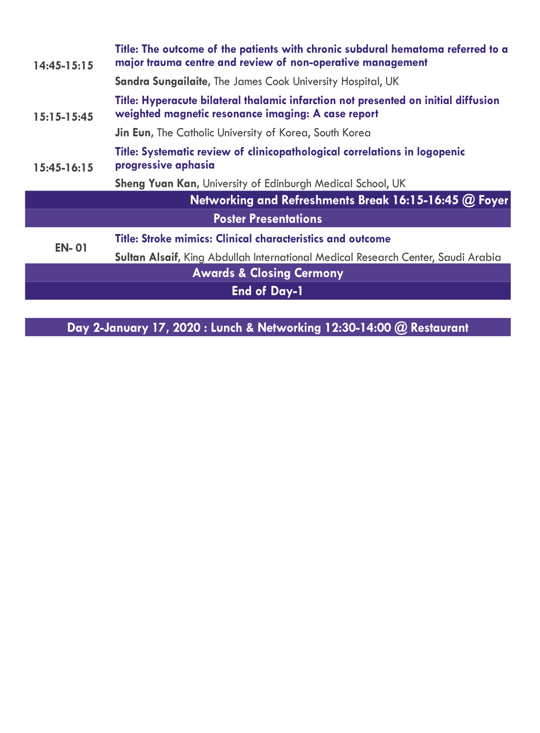| | |
|---|---|
| 14:45-15:15 | **Title: The outcome of the patients with chronic subdural hematoma referred to a major trauma centre and review of non-operative management** |
| | **Sandra Sungailaite**, The James Cook University Hospital, UK |
| 15:15-15:45 | **Title: Hyperacute bilateral thalamic infarction not presented on initial diffusion weighted magnetic resonance imaging: A case report** |
| | **Jin Eun**, The Catholic University of Korea, South Korea |
| 15:45-16:15 | **Title: Systematic review of clinicopathological correlations in logopenic progressive aphasia** |
| | **Sheng Yuan Kan**, University of Edinburgh Medical School, UK |

**Networking and Refreshments Break 16:15-16:45 @ Foyer**

**Poster Presentations**

| | |
|---|---|
| EN- 01 | **Title: Stroke mimics: Clinical characteristics and outcome** |
| | **Sultan Alsaif**, King Abdullah International Medical Research Center, Saudi Arabia |

**Awards & Closing Cermony**

**End of Day-1**

**Day 2-January 17, 2020 : Lunch & Networking 12:30-14:00 @ Restaurant**